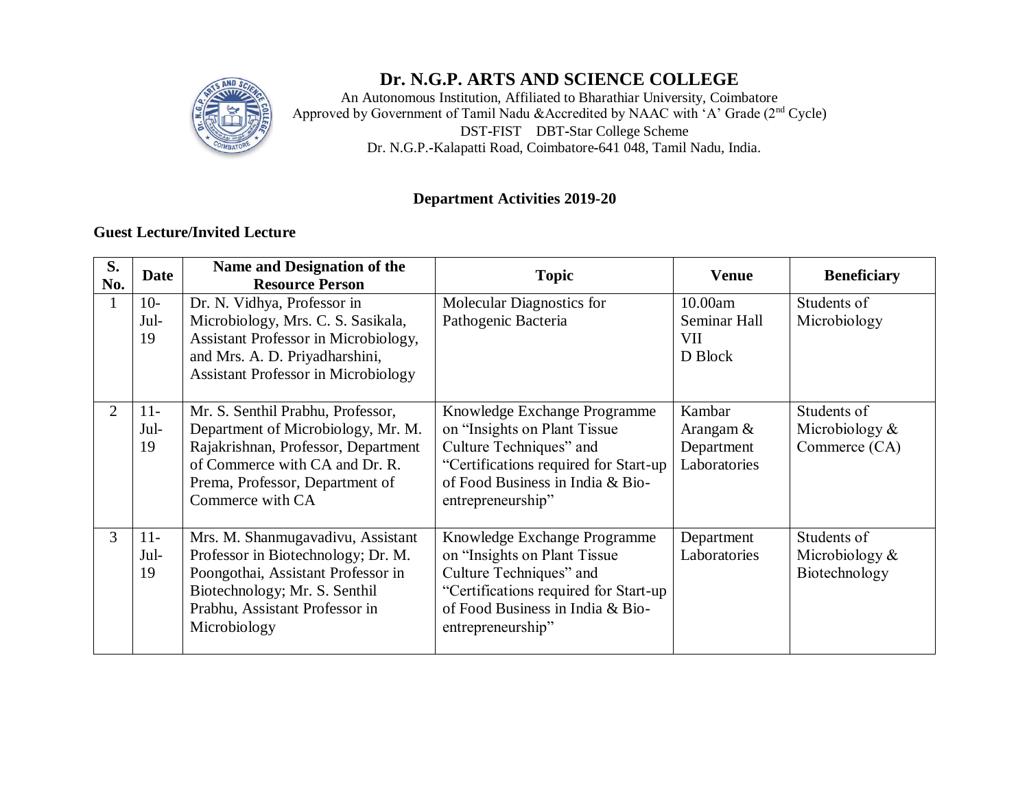# Dr. N.G.P. ARTS AND SCIENCE COLLEGE

An Autonomous Institution, Affiliated to Bharathiar University, Coimbatore
Approved by Government of Tamil Nadu &Accredited by NAAC with 'A' Grade (2nd Cycle)
DST-FIST DBT-Star College Scheme
Dr. N.G.P.-Kalapatti Road, Coimbatore-641 048, Tamil Nadu, India.

## Department Activities 2019-20

### Guest Lecture/Invited Lecture

| S. No. | Date | Name and Designation of the Resource Person | Topic | Venue | Beneficiary |
|---|---|---|---|---|---|
| 1 | 10-Jul-19 | Dr. N. Vidhya, Professor in Microbiology, Mrs. C. S. Sasikala, Assistant Professor in Microbiology, and Mrs. A. D. Priyadharshini, Assistant Professor in Microbiology | Molecular Diagnostics for Pathogenic Bacteria | 10.00am Seminar Hall VII D Block | Students of Microbiology |
| 2 | 11-Jul-19 | Mr. S. Senthil Prabhu, Professor, Department of Microbiology, Mr. M. Rajakrishnan, Professor, Department of Commerce with CA and Dr. R. Prema, Professor, Department of Commerce with CA | Knowledge Exchange Programme on "Insights on Plant Tissue Culture Techniques" and "Certifications required for Start-up of Food Business in India & Bio-entrepreneurship" | Kambar Arangam & Department Laboratories | Students of Microbiology & Commerce (CA) |
| 3 | 11-Jul-19 | Mrs. M. Shanmugavadivu, Assistant Professor in Biotechnology; Dr. M. Poongothai, Assistant Professor in Biotechnology; Mr. S. Senthil Prabhu, Assistant Professor in Microbiology | Knowledge Exchange Programme on "Insights on Plant Tissue Culture Techniques" and "Certifications required for Start-up of Food Business in India & Bio-entrepreneurship" | Department Laboratories | Students of Microbiology & Biotechnology |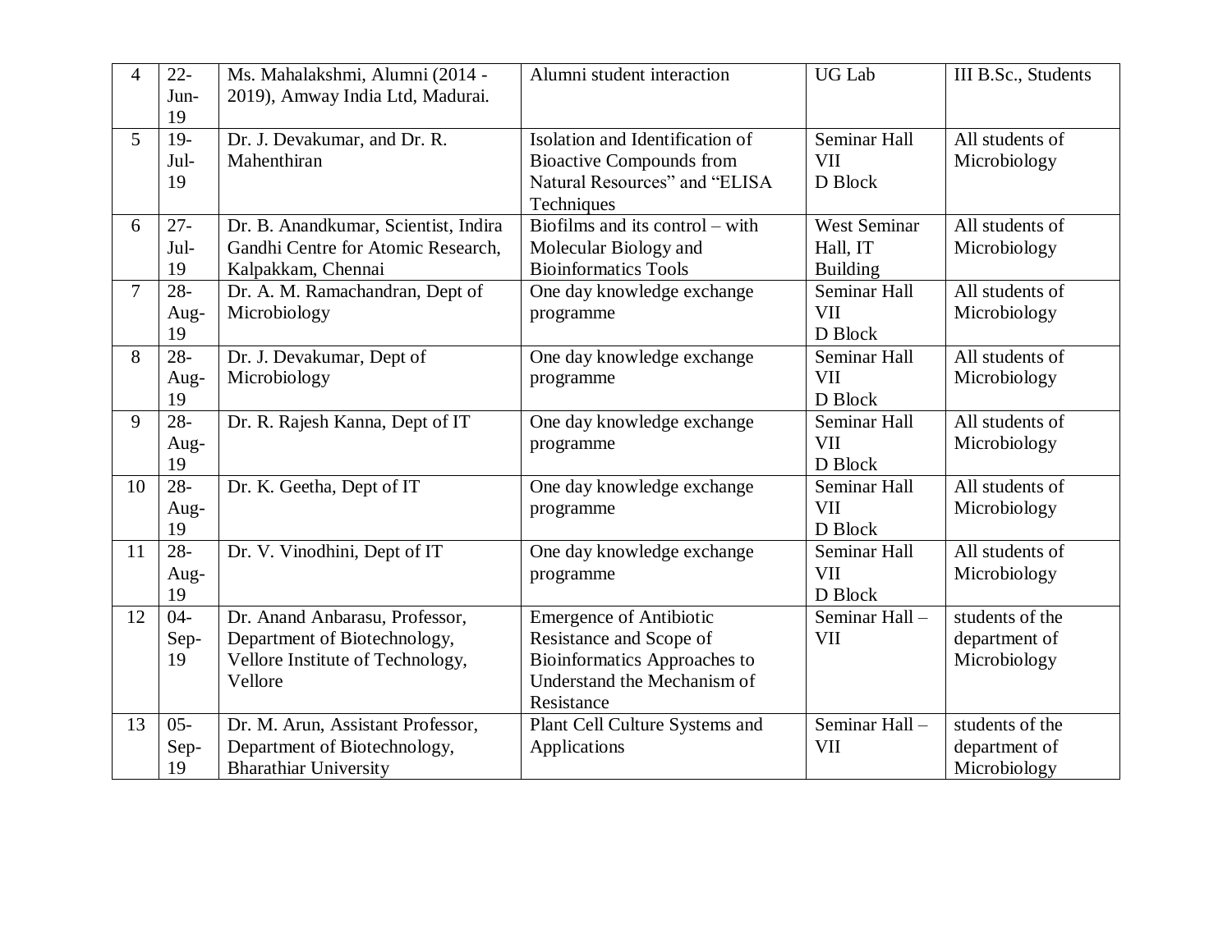| 4 | 22-Jun-19 | Ms. Mahalakshmi, Alumni (2014 - 2019), Amway India Ltd, Madurai. | Alumni student interaction | UG Lab | III B.Sc., Students |
|---|---|---|---|---|---|
| 5 | 19-Jul-19 | Dr. J. Devakumar, and Dr. R. Mahenthiran | Isolation and Identification of Bioactive Compounds from Natural Resources" and "ELISA Techniques | Seminar Hall VII D Block | All students of Microbiology |
| 6 | 27-Jul-19 | Dr. B. Anandkumar, Scientist, Indira Gandhi Centre for Atomic Research, Kalpakkam, Chennai | Biofilms and its control – with Molecular Biology and Bioinformatics Tools | West Seminar Hall, IT Building | All students of Microbiology |
| 7 | 28-Aug-19 | Dr. A. M. Ramachandran, Dept of Microbiology | One day knowledge exchange programme | Seminar Hall VII D Block | All students of Microbiology |
| 8 | 28-Aug-19 | Dr. J. Devakumar, Dept of Microbiology | One day knowledge exchange programme | Seminar Hall VII D Block | All students of Microbiology |
| 9 | 28-Aug-19 | Dr. R. Rajesh Kanna, Dept of IT | One day knowledge exchange programme | Seminar Hall VII D Block | All students of Microbiology |
| 10 | 28-Aug-19 | Dr. K. Geetha, Dept of IT | One day knowledge exchange programme | Seminar Hall VII D Block | All students of Microbiology |
| 11 | 28-Aug-19 | Dr. V. Vinodhini, Dept of IT | One day knowledge exchange programme | Seminar Hall VII D Block | All students of Microbiology |
| 12 | 04-Sep-19 | Dr. Anand Anbarasu, Professor, Department of Biotechnology, Vellore Institute of Technology, Vellore | Emergence of Antibiotic Resistance and Scope of Bioinformatics Approaches to Understand the Mechanism of Resistance | Seminar Hall – VII | students of the department of Microbiology |
| 13 | 05-Sep-19 | Dr. M. Arun, Assistant Professor, Department of Biotechnology, Bharathiar University | Plant Cell Culture Systems and Applications | Seminar Hall – VII | students of the department of Microbiology |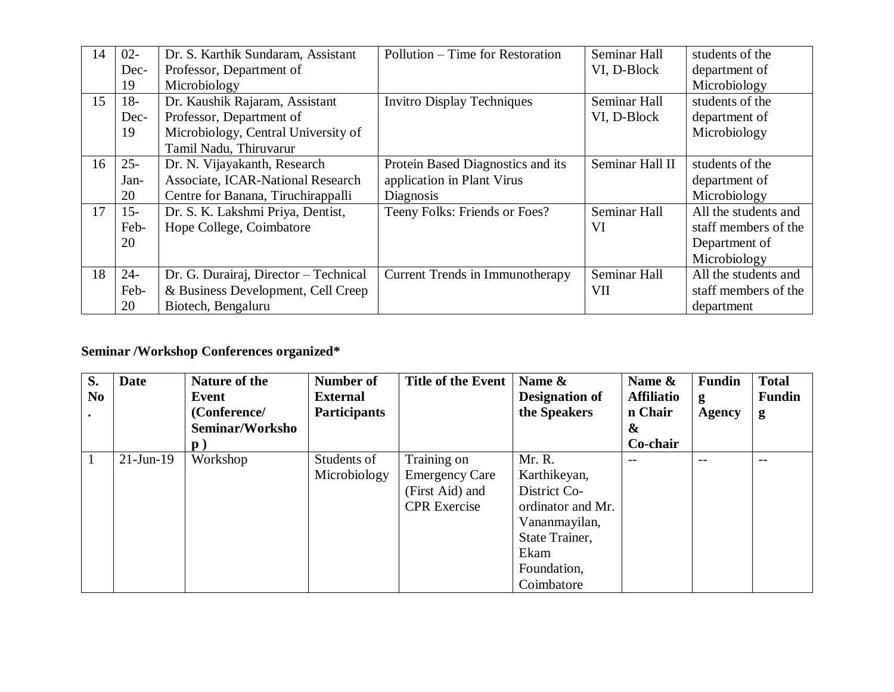| 14 | 02-Dec-19 | Dr. S. Karthik Sundaram, Assistant Professor, Department of Microbiology | Pollution – Time for Restoration | Seminar Hall VI, D-Block | students of the department of Microbiology |
|---|---|---|---|---|---|
| 15 | 18-Dec-19 | Dr. Kaushik Rajaram, Assistant Professor, Department of Microbiology, Central University of Tamil Nadu, Thiruvarur | Invitro Display Techniques | Seminar Hall VI, D-Block | students of the department of Microbiology |
| 16 | 25-Jan-20 | Dr. N. Vijayakanth, Research Associate, ICAR-National Research Centre for Banana, Tiruchirappalli | Protein Based Diagnostics and its application in Plant Virus Diagnosis | Seminar Hall II | students of the department of Microbiology |
| 17 | 15-Feb-20 | Dr. S. K. Lakshmi Priya, Dentist, Hope College, Coimbatore | Teeny Folks: Friends or Foes? | Seminar Hall VI | All the students and staff members of the Department of Microbiology |
| 18 | 24-Feb-20 | Dr. G. Durairaj, Director – Technical & Business Development, Cell Creep Biotech, Bengaluru | Current Trends in Immunotherapy | Seminar Hall VII | All the students and staff members of the department |

**Seminar /Workshop Conferences organized***

| S. No. | Date | Nature of the Event (Conference/ Seminar/Workshop ) | Number of External Participants | Title of the Event | Name & Designation of the Speakers | Name & Affiliation Chair & Co-chair | Funding Agency | Total Funding |
|---|---|---|---|---|---|---|---|---|
| 1 | 21-Jun-19 | Workshop | Students of Microbiology | Training on Emergency Care (First Aid) and CPR Exercise | Mr. R. Karthikeyan, District Co-ordinator and Mr. Vananmayilan, State Trainer, Ekam Foundation, Coimbatore | -- | -- | -- |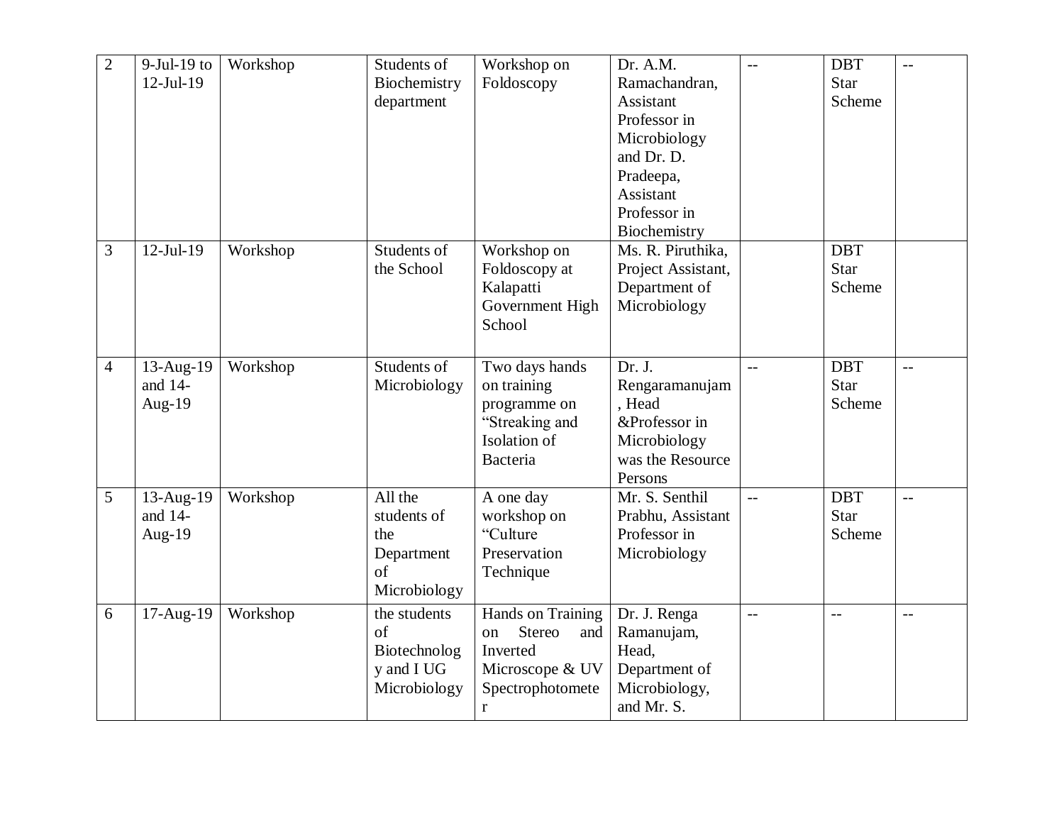| 2 | 9-Jul-19 to 12-Jul-19 | Workshop | Students of Biochemistry department | Workshop on Foldoscopy | Dr. A.M. Ramachandran, Assistant Professor in Microbiology and Dr. D. Pradeepa, Assistant Professor in Biochemistry | -- | DBT Star Scheme | -- |
|---|---|---|---|---|---|---|---|---|
| 3 | 12-Jul-19 | Workshop | Students of the School | Workshop on Foldoscopy at Kalapatti Government High School | Ms. R. Piruthika, Project Assistant, Department of Microbiology | | DBT Star Scheme | |
| 4 | 13-Aug-19 and 14-Aug-19 | Workshop | Students of Microbiology | Two days hands on training programme on “Streaking and Isolation of Bacteria | Dr. J. Rengaramanujam , Head &Professor in Microbiology was the Resource Persons | -- | DBT Star Scheme | -- |
| 5 | 13-Aug-19 and 14-Aug-19 | Workshop | All the students of the Department of Microbiology | A one day workshop on “Culture Preservation Technique | Mr. S. Senthil Prabhu, Assistant Professor in Microbiology | -- | DBT Star Scheme | -- |
| 6 | 17-Aug-19 | Workshop | the students of Biotechnology and I UG Microbiology | Hands on Training on Stereo and Inverted Microscope & UV Spectrophotometer | Dr. J. Renga Ramanujam, Head, Department of Microbiology, and Mr. S. | -- | -- | -- |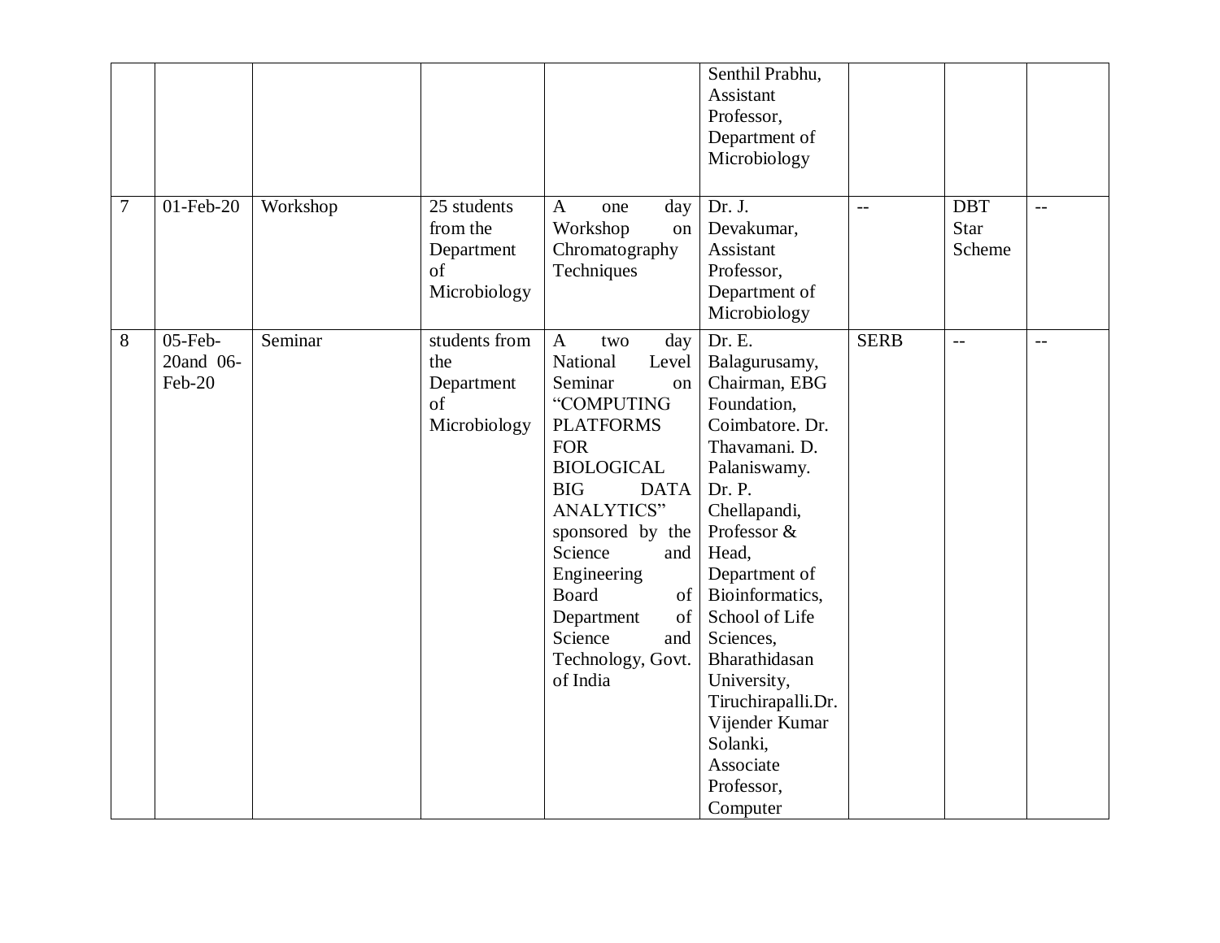|  |  |  |  |  | Senthil Prabhu, Assistant Professor, Department of Microbiology |  |  |  |
|---|---|---|---|---|---|---|---|---|
| 7 | 01-Feb-20 | Workshop | 25 students from the Department of Microbiology | A one day Workshop on Chromatography Techniques | Dr. J. Devakumar, Assistant Professor, Department of Microbiology | -- | DBT Star Scheme | -- |
| 8 | 05-Feb-20and 06-Feb-20 | Seminar | students from the Department of Microbiology | A two day National Level Seminar on "COMPUTING PLATFORMS FOR BIOLOGICAL BIG DATA ANALYTICS" sponsored by the Science and Engineering Board of Department of Science and Technology, Govt. of India | Dr. E. Balagurusamy, Chairman, EBG Foundation, Coimbatore. Dr. Thavamani. D. Palaniswamy. Dr. P. Chellapandi, Professor & Head, Department of Bioinformatics, School of Life Sciences, Bharathidasan University, Tiruchirapalli.Dr. Vijender Kumar Solanki, Associate Professor, Computer | SERB | -- | -- |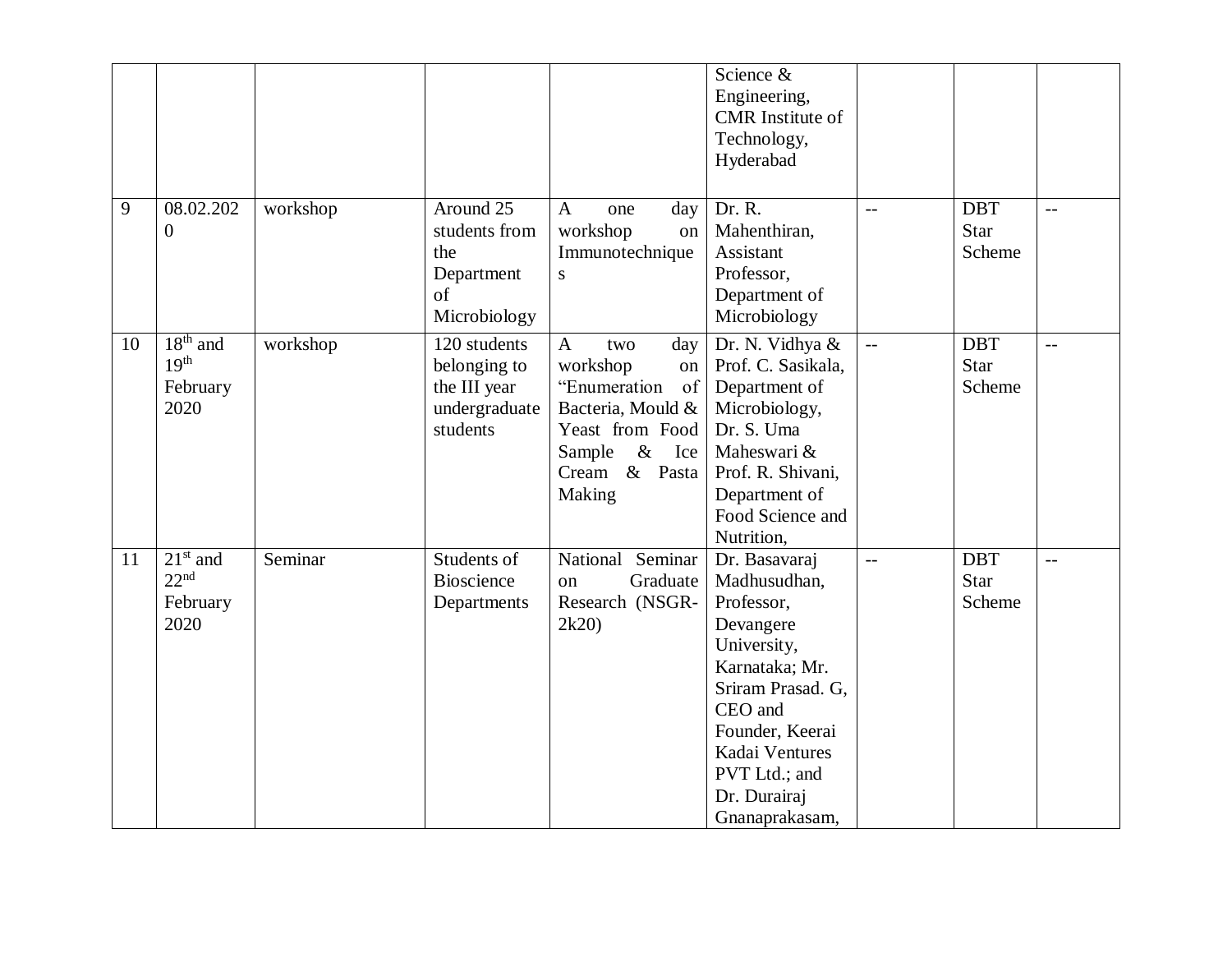| | | | | | | | | |
|---|---|---|---|---|---|---|---|---|
| | | | | | Science & Engineering, CMR Institute of Technology, Hyderabad | | | |
| 9 | 08.02.2020 | workshop | Around 25 students from the Department of Microbiology | A one day workshop on Immunotechniques | Dr. R. Mahenthiran, Assistant Professor, Department of Microbiology | -- | DBT Star Scheme | -- |
| 10 | 18th and 19th February 2020 | workshop | 120 students belonging to the III year undergraduate students | A two day workshop on "Enumeration of Bacteria, Mould & Yeast from Food Sample & Ice Cream & Pasta Making | Dr. N. Vidhya & Prof. C. Sasikala, Department of Microbiology, Dr. S. Uma Maheswari & Prof. R. Shivani, Department of Food Science and Nutrition, | -- | DBT Star Scheme | -- |
| 11 | 21st and 22nd February 2020 | Seminar | Students of Bioscience Departments | National Seminar on Graduate Research (NSGR-2k20) | Dr. Basavaraj Madhusudhan, Professor, Devangere University, Karnataka; Mr. Sriram Prasad. G, CEO and Founder, Keerai Kadai Ventures PVT Ltd.; and Dr. Durairaj Gnanaprakasam, | -- | DBT Star Scheme | -- |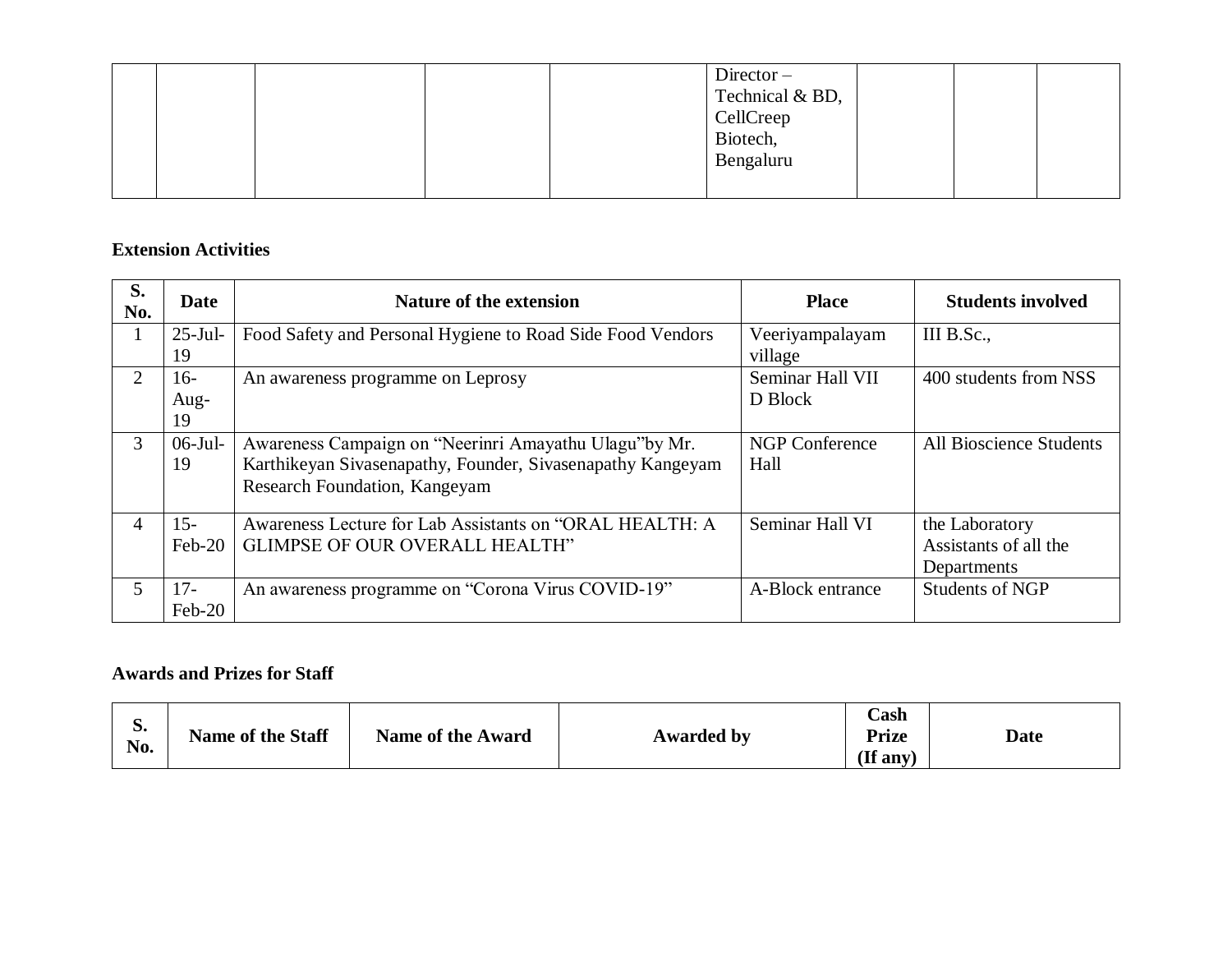|  |  |  |  |  | Director – Technical & BD, CellCreep Biotech, Bengaluru |  |  |  |
|---|---|---|---|---|---|---|---|---|

**Extension Activities**

| S. No. | Date | Nature of the extension | Place | Students involved |
|---|---|---|---|---|
| 1 | 25-Jul-19 | Food Safety and Personal Hygiene to Road Side Food Vendors | Veeriyampalayam village | III B.Sc., |
| 2 | 16-Aug-19 | An awareness programme on Leprosy | Seminar Hall VII D Block | 400 students from NSS |
| 3 | 06-Jul-19 | Awareness Campaign on "Neerinri Amayathu Ulagu"by Mr. Karthikeyan Sivasenapathy, Founder, Sivasenapathy Kangeyam Research Foundation, Kangeyam | NGP Conference Hall | All Bioscience Students |
| 4 | 15-Feb-20 | Awareness Lecture for Lab Assistants on "ORAL HEALTH: A GLIMPSE OF OUR OVERALL HEALTH" | Seminar Hall VI | the Laboratory Assistants of all the Departments |
| 5 | 17-Feb-20 | An awareness programme on "Corona Virus COVID-19" | A-Block entrance | Students of NGP |

**Awards and Prizes for Staff**

| S. No. | Name of the Staff | Name of the Award | Awarded by | Cash Prize (If any) | Date |
|---|---|---|---|---|---|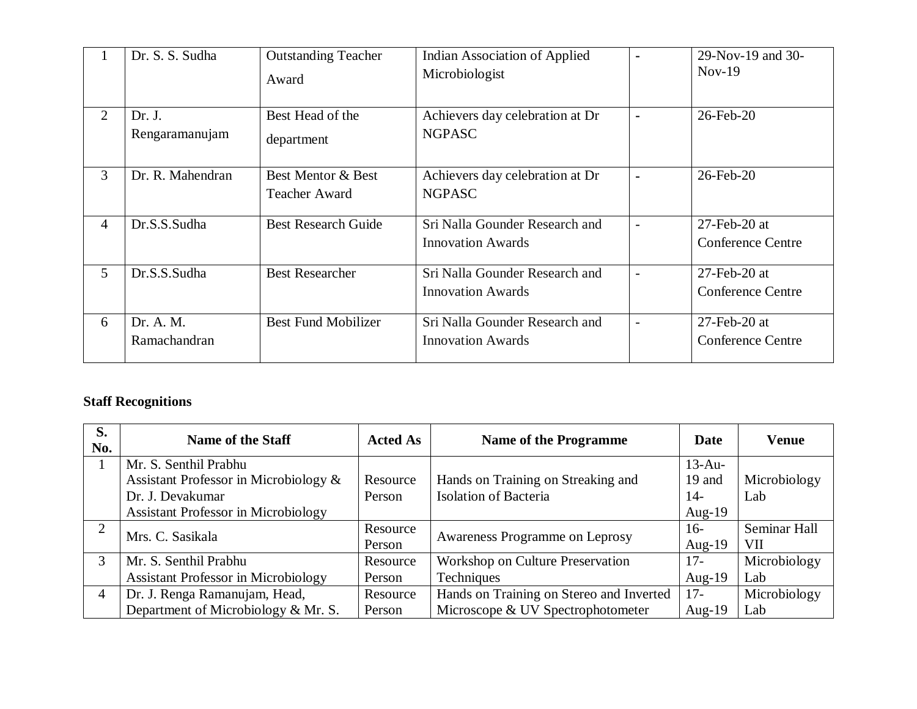| | | | | | |
|---|---|---|---|---|---|
| 1 | Dr. S. S. Sudha | Outstanding Teacher Award | Indian Association of Applied Microbiologist | - | 29-Nov-19 and 30-Nov-19 |
| 2 | Dr. J. Rengaramanujam | Best Head of the department | Achievers day celebration at Dr NGPASC | - | 26-Feb-20 |
| 3 | Dr. R. Mahendran | Best Mentor & Best Teacher Award | Achievers day celebration at Dr NGPASC | - | 26-Feb-20 |
| 4 | Dr.S.S.Sudha | Best Research Guide | Sri Nalla Gounder Research and Innovation Awards | - | 27-Feb-20 at Conference Centre |
| 5 | Dr.S.S.Sudha | Best Researcher | Sri Nalla Gounder Research and Innovation Awards | - | 27-Feb-20 at Conference Centre |
| 6 | Dr. A. M. Ramachandran | Best Fund Mobilizer | Sri Nalla Gounder Research and Innovation Awards | - | 27-Feb-20 at Conference Centre |

**Staff Recognitions**

| S. No. | Name of the Staff | Acted As | Name of the Programme | Date | Venue |
|---|---|---|---|---|---|
| 1 | Mr. S. Senthil Prabhu Assistant Professor in Microbiology & Dr. J. Devakumar Assistant Professor in Microbiology | Resource Person | Hands on Training on Streaking and Isolation of Bacteria | 13-Au-19 and 14-Aug-19 | Microbiology Lab |
| 2 | Mrs. C. Sasikala | Resource Person | Awareness Programme on Leprosy | 16-Aug-19 | Seminar Hall VII |
| 3 | Mr. S. Senthil Prabhu Assistant Professor in Microbiology | Resource Person | Workshop on Culture Preservation Techniques | 17-Aug-19 | Microbiology Lab |
| 4 | Dr. J. Renga Ramanujam, Head, Department of Microbiology & Mr. S. | Resource Person | Hands on Training on Stereo and Inverted Microscope & UV Spectrophotometer | 17-Aug-19 | Microbiology Lab |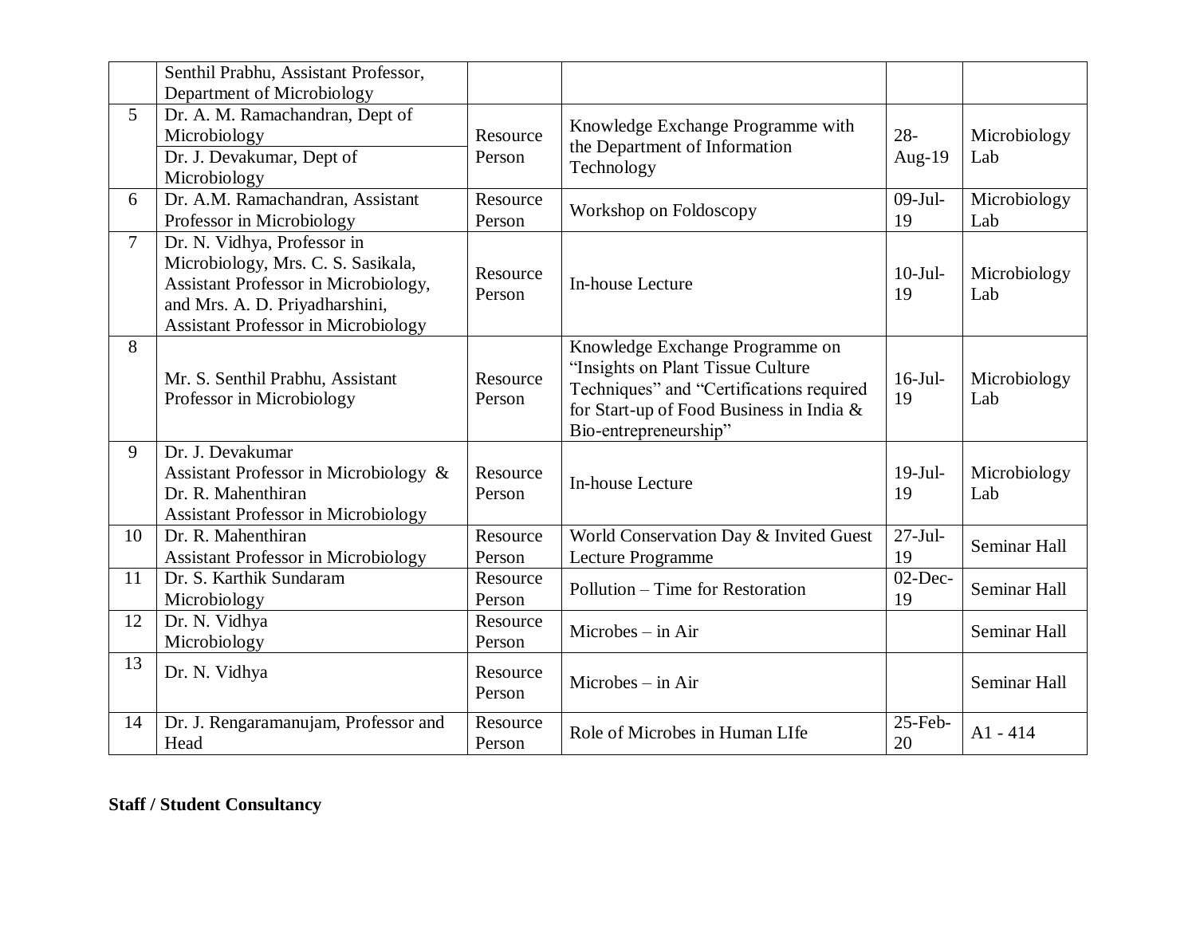| | | | | | |
|---|---|---|---|---|---|
| | Senthil Prabhu, Assistant Professor, Department of Microbiology | | | | |
| 5 | Dr. A. M. Ramachandran, Dept of Microbiology<br>Dr. J. Devakumar, Dept of Microbiology | Resource Person | Knowledge Exchange Programme with the Department of Information Technology | 28-Aug-19 | Microbiology Lab |
| 6 | Dr. A.M. Ramachandran, Assistant Professor in Microbiology | Resource Person | Workshop on Foldoscopy | 09-Jul-19 | Microbiology Lab |
| 7 | Dr. N. Vidhya, Professor in Microbiology, Mrs. C. S. Sasikala, Assistant Professor in Microbiology, and Mrs. A. D. Priyadharshini, Assistant Professor in Microbiology | Resource Person | In-house Lecture | 10-Jul-19 | Microbiology Lab |
| 8 | Mr. S. Senthil Prabhu, Assistant Professor in Microbiology | Resource Person | Knowledge Exchange Programme on "Insights on Plant Tissue Culture Techniques" and "Certifications required for Start-up of Food Business in India & Bio-entrepreneurship" | 16-Jul-19 | Microbiology Lab |
| 9 | Dr. J. Devakumar<br>Assistant Professor in Microbiology &<br>Dr. R. Mahenthiran<br>Assistant Professor in Microbiology | Resource Person | In-house Lecture | 19-Jul-19 | Microbiology Lab |
| 10 | Dr. R. Mahenthiran<br>Assistant Professor in Microbiology | Resource Person | World Conservation Day & Invited Guest Lecture Programme | 27-Jul-19 | Seminar Hall |
| 11 | Dr. S. Karthik Sundaram<br>Microbiology | Resource Person | Pollution – Time for Restoration | 02-Dec-19 | Seminar Hall |
| 12 | Dr. N. Vidhya<br>Microbiology | Resource Person | Microbes – in Air | | Seminar Hall |
| 13 | Dr. N. Vidhya | Resource Person | Microbes – in Air | | Seminar Hall |
| 14 | Dr. J. Rengaramanujam, Professor and Head | Resource Person | Role of Microbes in Human LIfe | 25-Feb-20 | A1 - 414 |

**Staff / Student Consultancy**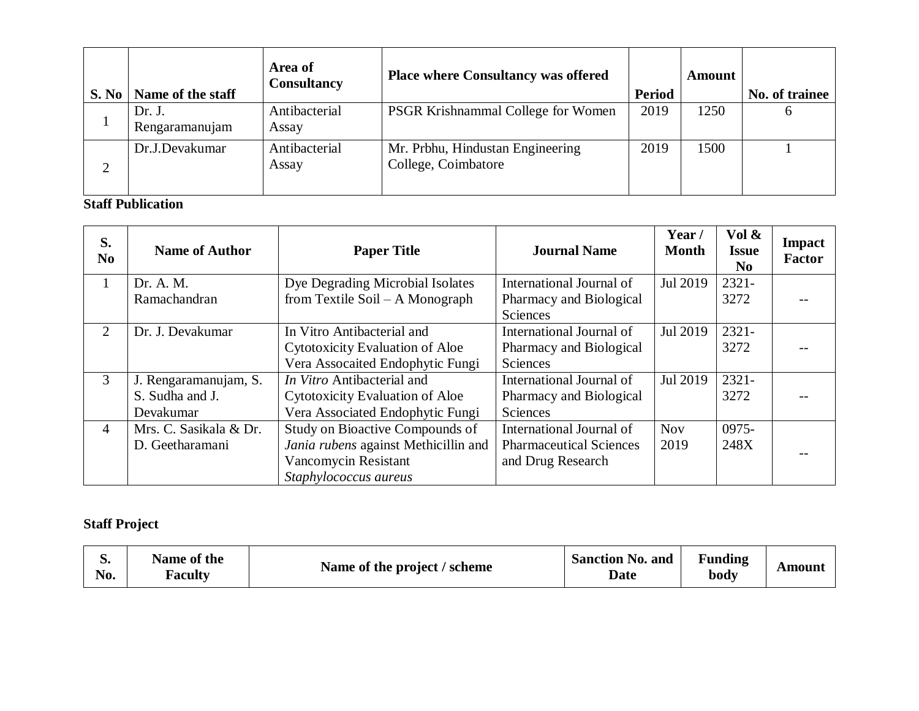| S. No | Name of the staff | Area of Consultancy | Place where Consultancy was offered | Period | Amount | No. of trainee |
|---|---|---|---|---|---|---|
| 1 | Dr. J. Rengaramanujam | Antibacterial Assay | PSGR Krishnammal College for Women | 2019 | 1250 | 6 |
| 2 | Dr.J.Devakumar | Antibacterial Assay | Mr. Prbhu, Hindustan Engineering College, Coimbatore | 2019 | 1500 | 1 |

**Staff Publication**

| S. No | Name of Author | Paper Title | Journal Name | Year / Month | Vol & Issue No | Impact Factor |
|---|---|---|---|---|---|---|
| 1 | Dr. A. M. Ramachandran | Dye Degrading Microbial Isolates from Textile Soil – A Monograph | International Journal of Pharmacy and Biological Sciences | Jul 2019 | 2321-3272 | -- |
| 2 | Dr. J. Devakumar | In Vitro Antibacterial and Cytotoxicity Evaluation of Aloe Vera Assocaited Endophytic Fungi | International Journal of Pharmacy and Biological Sciences | Jul 2019 | 2321-3272 | -- |
| 3 | J. Rengaramanujam, S. S. Sudha and J. Devakumar | *In Vitro* Antibacterial and Cytotoxicity Evaluation of Aloe Vera Associated Endophytic Fungi | International Journal of Pharmacy and Biological Sciences | Jul 2019 | 2321-3272 | -- |
| 4 | Mrs. C. Sasikala & Dr. D. Geetharamani | Study on Bioactive Compounds of *Jania rubens* against Methicillin and Vancomycin Resistant *Staphylococcus aureus* | International Journal of Pharmaceutical Sciences and Drug Research | Nov 2019 | 0975-248X | -- |

**Staff Project**

| S. No. | Name of the Faculty | Name of the project / scheme | Sanction No. and Date | Funding body | Amount |
|---|---|---|---|---|---|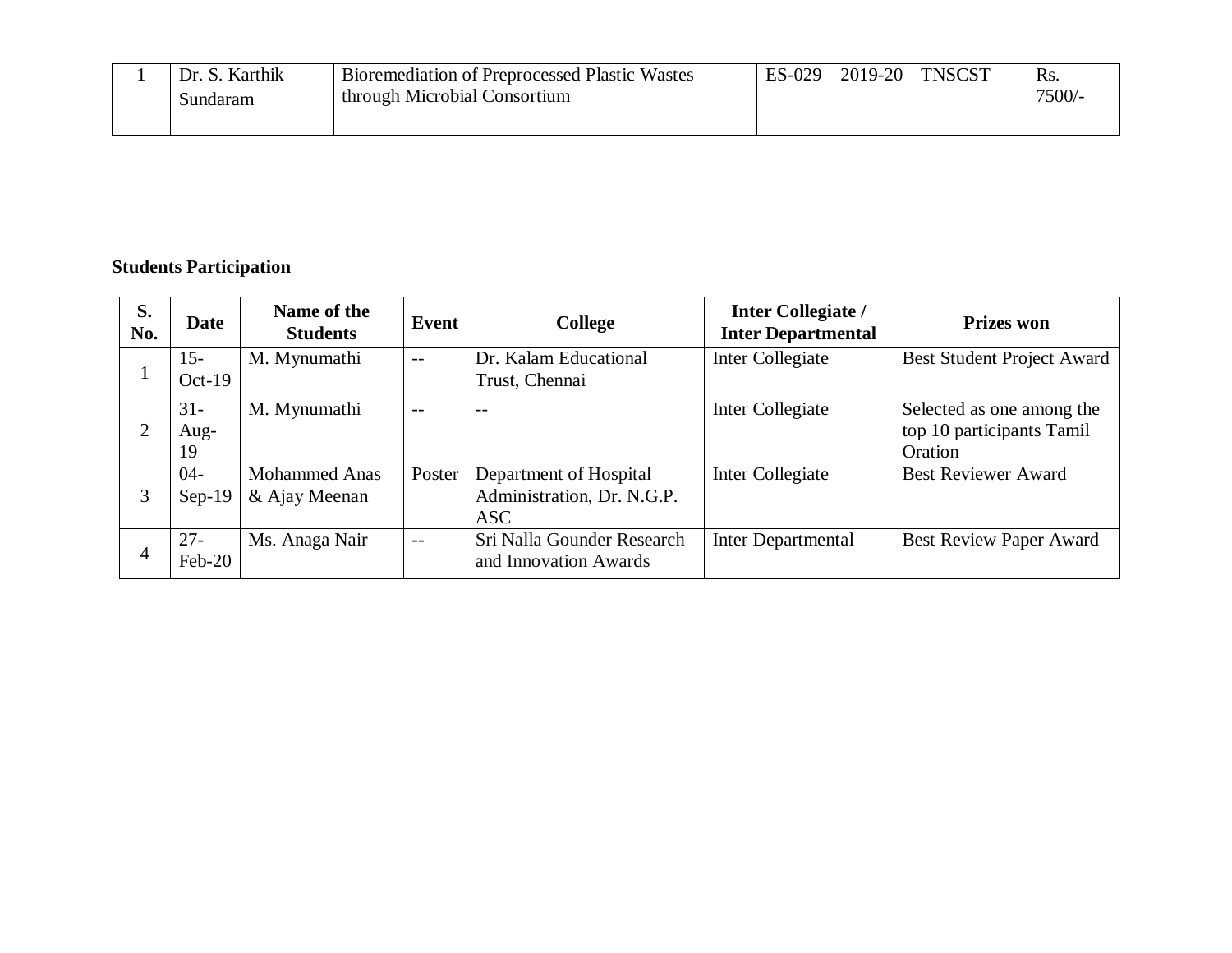| | | | | | |
|---|---|---|---|---|---|
| 1 | Dr. S. Karthik Sundaram | Bioremediation of Preprocessed Plastic Wastes through Microbial Consortium | ES-029 – 2019-20 | TNSCST | Rs. 7500/- |

**Students Participation**

| S. No. | Date | Name of the Students | Event | College | Inter Collegiate / Inter Departmental | Prizes won |
|---|---|---|---|---|---|---|
| 1 | 15-Oct-19 | M. Mynumathi | -- | Dr. Kalam Educational Trust, Chennai | Inter Collegiate | Best Student Project Award |
| 2 | 31-Aug-19 | M. Mynumathi | -- | -- | Inter Collegiate | Selected as one among the top 10 participants Tamil Oration |
| 3 | 04-Sep-19 | Mohammed Anas & Ajay Meenan | Poster | Department of Hospital Administration, Dr. N.G.P. ASC | Inter Collegiate | Best Reviewer Award |
| 4 | 27-Feb-20 | Ms. Anaga Nair | -- | Sri Nalla Gounder Research and Innovation Awards | Inter Departmental | Best Review Paper Award |